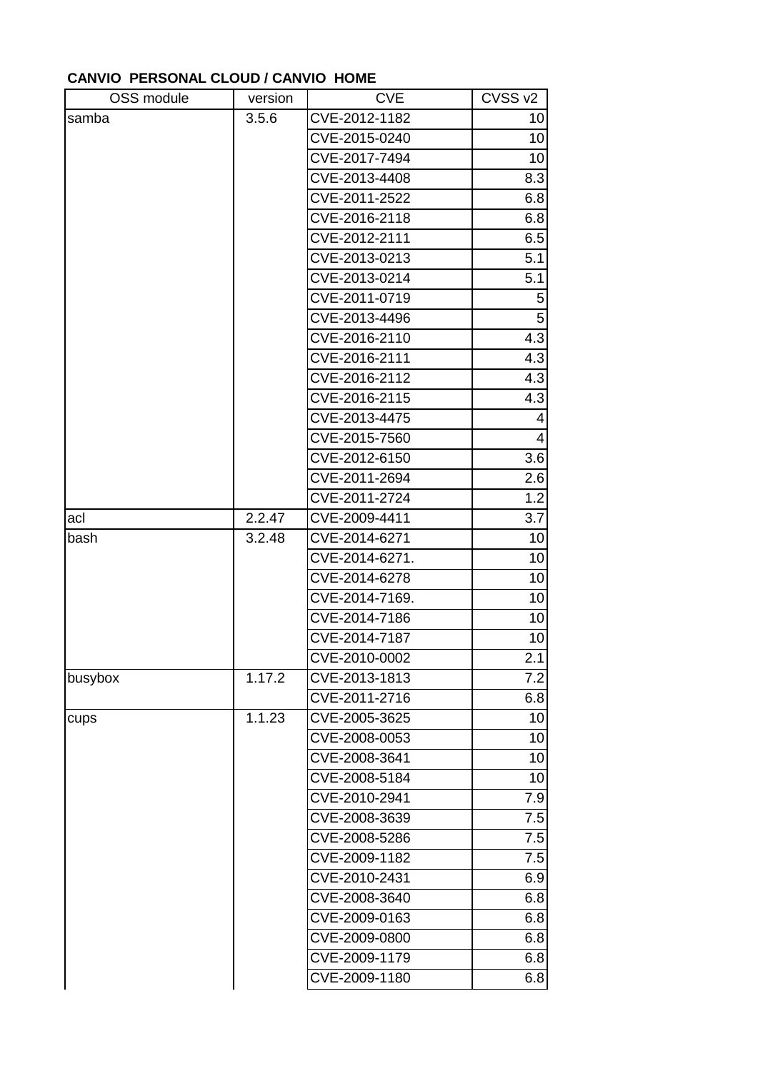**CANVIO PERSONAL CLOUD / CANVIO HOME**

| OSS module | version | CVE | CVSS v2 |
|---|---|---|---|
| samba | 3.5.6 | CVE-2012-1182 | 10 |
| | | CVE-2015-0240 | 10 |
| | | CVE-2017-7494 | 10 |
| | | CVE-2013-4408 | 8.3 |
| | | CVE-2011-2522 | 6.8 |
| | | CVE-2016-2118 | 6.8 |
| | | CVE-2012-2111 | 6.5 |
| | | CVE-2013-0213 | 5.1 |
| | | CVE-2013-0214 | 5.1 |
| | | CVE-2011-0719 | 5 |
| | | CVE-2013-4496 | 5 |
| | | CVE-2016-2110 | 4.3 |
| | | CVE-2016-2111 | 4.3 |
| | | CVE-2016-2112 | 4.3 |
| | | CVE-2016-2115 | 4.3 |
| | | CVE-2013-4475 | 4 |
| | | CVE-2015-7560 | 4 |
| | | CVE-2012-6150 | 3.6 |
| | | CVE-2011-2694 | 2.6 |
| | | CVE-2011-2724 | 1.2 |
| acl | 2.2.47 | CVE-2009-4411 | 3.7 |
| bash | 3.2.48 | CVE-2014-6271 | 10 |
| | | CVE-2014-6271. | 10 |
| | | CVE-2014-6278 | 10 |
| | | CVE-2014-7169. | 10 |
| | | CVE-2014-7186 | 10 |
| | | CVE-2014-7187 | 10 |
| | | CVE-2010-0002 | 2.1 |
| busybox | 1.17.2 | CVE-2013-1813 | 7.2 |
| | | CVE-2011-2716 | 6.8 |
| cups | 1.1.23 | CVE-2005-3625 | 10 |
| | | CVE-2008-0053 | 10 |
| | | CVE-2008-3641 | 10 |
| | | CVE-2008-5184 | 10 |
| | | CVE-2010-2941 | 7.9 |
| | | CVE-2008-3639 | 7.5 |
| | | CVE-2008-5286 | 7.5 |
| | | CVE-2009-1182 | 7.5 |
| | | CVE-2010-2431 | 6.9 |
| | | CVE-2008-3640 | 6.8 |
| | | CVE-2009-0163 | 6.8 |
| | | CVE-2009-0800 | 6.8 |
| | | CVE-2009-1179 | 6.8 |
| | | CVE-2009-1180 | 6.8 |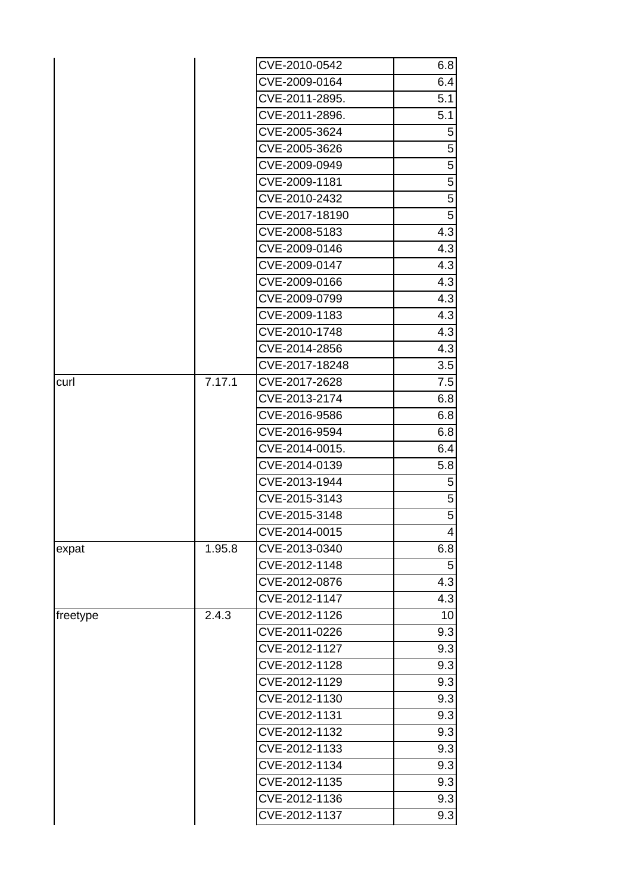| | | | |
|---|---|---|---|
| | | CVE-2010-0542 | 6.8 |
| | | CVE-2009-0164 | 6.4 |
| | | CVE-2011-2895. | 5.1 |
| | | CVE-2011-2896. | 5.1 |
| | | CVE-2005-3624 | 5 |
| | | CVE-2005-3626 | 5 |
| | | CVE-2009-0949 | 5 |
| | | CVE-2009-1181 | 5 |
| | | CVE-2010-2432 | 5 |
| | | CVE-2017-18190 | 5 |
| | | CVE-2008-5183 | 4.3 |
| | | CVE-2009-0146 | 4.3 |
| | | CVE-2009-0147 | 4.3 |
| | | CVE-2009-0166 | 4.3 |
| | | CVE-2009-0799 | 4.3 |
| | | CVE-2009-1183 | 4.3 |
| | | CVE-2010-1748 | 4.3 |
| | | CVE-2014-2856 | 4.3 |
| | | CVE-2017-18248 | 3.5 |
| curl | 7.17.1 | CVE-2017-2628 | 7.5 |
| | | CVE-2013-2174 | 6.8 |
| | | CVE-2016-9586 | 6.8 |
| | | CVE-2016-9594 | 6.8 |
| | | CVE-2014-0015. | 6.4 |
| | | CVE-2014-0139 | 5.8 |
| | | CVE-2013-1944 | 5 |
| | | CVE-2015-3143 | 5 |
| | | CVE-2015-3148 | 5 |
| | | CVE-2014-0015 | 4 |
| expat | 1.95.8 | CVE-2013-0340 | 6.8 |
| | | CVE-2012-1148 | 5 |
| | | CVE-2012-0876 | 4.3 |
| | | CVE-2012-1147 | 4.3 |
| freetype | 2.4.3 | CVE-2012-1126 | 10 |
| | | CVE-2011-0226 | 9.3 |
| | | CVE-2012-1127 | 9.3 |
| | | CVE-2012-1128 | 9.3 |
| | | CVE-2012-1129 | 9.3 |
| | | CVE-2012-1130 | 9.3 |
| | | CVE-2012-1131 | 9.3 |
| | | CVE-2012-1132 | 9.3 |
| | | CVE-2012-1133 | 9.3 |
| | | CVE-2012-1134 | 9.3 |
| | | CVE-2012-1135 | 9.3 |
| | | CVE-2012-1136 | 9.3 |
| | | CVE-2012-1137 | 9.3 |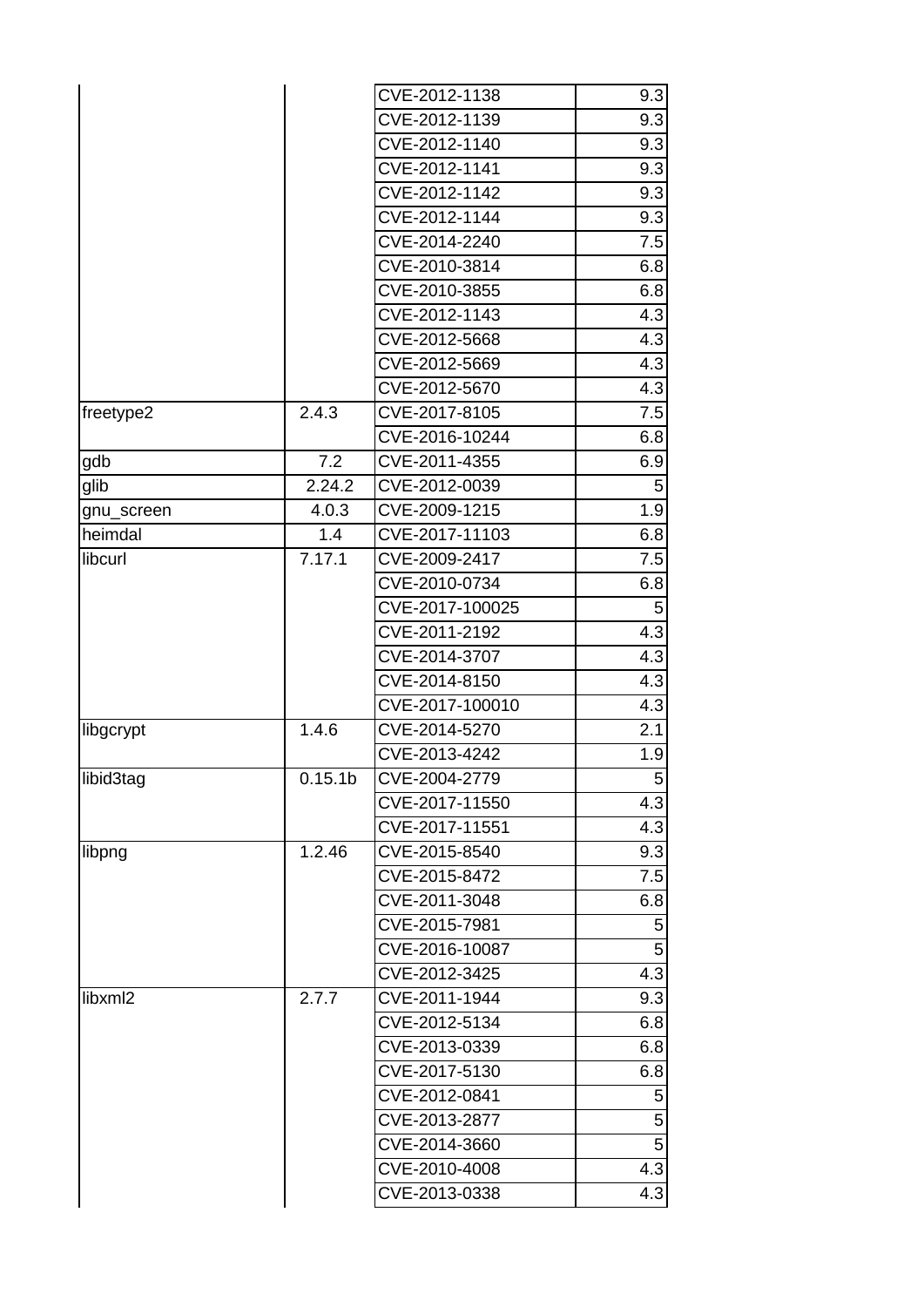| | | | |
|---|---|---|---|
| | | CVE-2012-1138 | 9.3 |
| | | CVE-2012-1139 | 9.3 |
| | | CVE-2012-1140 | 9.3 |
| | | CVE-2012-1141 | 9.3 |
| | | CVE-2012-1142 | 9.3 |
| | | CVE-2012-1144 | 9.3 |
| | | CVE-2014-2240 | 7.5 |
| | | CVE-2010-3814 | 6.8 |
| | | CVE-2010-3855 | 6.8 |
| | | CVE-2012-1143 | 4.3 |
| | | CVE-2012-5668 | 4.3 |
| | | CVE-2012-5669 | 4.3 |
| | | CVE-2012-5670 | 4.3 |
| freetype2 | 2.4.3 | CVE-2017-8105 | 7.5 |
| | | CVE-2016-10244 | 6.8 |
| gdb | 7.2 | CVE-2011-4355 | 6.9 |
| glib | 2.24.2 | CVE-2012-0039 | 5 |
| gnu_screen | 4.0.3 | CVE-2009-1215 | 1.9 |
| heimdal | 1.4 | CVE-2017-11103 | 6.8 |
| libcurl | 7.17.1 | CVE-2009-2417 | 7.5 |
| | | CVE-2010-0734 | 6.8 |
| | | CVE-2017-100025 | 5 |
| | | CVE-2011-2192 | 4.3 |
| | | CVE-2014-3707 | 4.3 |
| | | CVE-2014-8150 | 4.3 |
| | | CVE-2017-100010 | 4.3 |
| libgcrypt | 1.4.6 | CVE-2014-5270 | 2.1 |
| | | CVE-2013-4242 | 1.9 |
| libid3tag | 0.15.1b | CVE-2004-2779 | 5 |
| | | CVE-2017-11550 | 4.3 |
| | | CVE-2017-11551 | 4.3 |
| libpng | 1.2.46 | CVE-2015-8540 | 9.3 |
| | | CVE-2015-8472 | 7.5 |
| | | CVE-2011-3048 | 6.8 |
| | | CVE-2015-7981 | 5 |
| | | CVE-2016-10087 | 5 |
| | | CVE-2012-3425 | 4.3 |
| libxml2 | 2.7.7 | CVE-2011-1944 | 9.3 |
| | | CVE-2012-5134 | 6.8 |
| | | CVE-2013-0339 | 6.8 |
| | | CVE-2017-5130 | 6.8 |
| | | CVE-2012-0841 | 5 |
| | | CVE-2013-2877 | 5 |
| | | CVE-2014-3660 | 5 |
| | | CVE-2010-4008 | 4.3 |
| | | CVE-2013-0338 | 4.3 |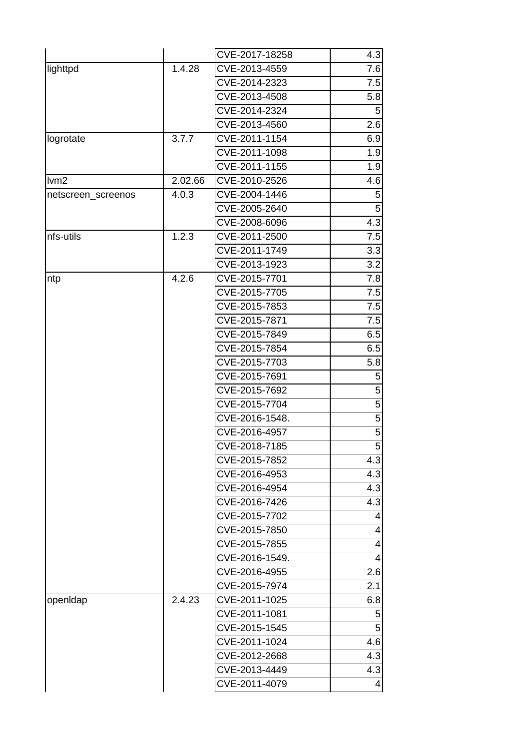| | | | |
|---|---|---|---|
| | | CVE-2017-18258 | 4.3 |
| lighttpd | 1.4.28 | CVE-2013-4559 | 7.6 |
| | | CVE-2014-2323 | 7.5 |
| | | CVE-2013-4508 | 5.8 |
| | | CVE-2014-2324 | 5 |
| | | CVE-2013-4560 | 2.6 |
| logrotate | 3.7.7 | CVE-2011-1154 | 6.9 |
| | | CVE-2011-1098 | 1.9 |
| | | CVE-2011-1155 | 1.9 |
| lvm2 | 2.02.66 | CVE-2010-2526 | 4.6 |
| netscreen_screenos | 4.0.3 | CVE-2004-1446 | 5 |
| | | CVE-2005-2640 | 5 |
| | | CVE-2008-6096 | 4.3 |
| nfs-utils | 1.2.3 | CVE-2011-2500 | 7.5 |
| | | CVE-2011-1749 | 3.3 |
| | | CVE-2013-1923 | 3.2 |
| ntp | 4.2.6 | CVE-2015-7701 | 7.8 |
| | | CVE-2015-7705 | 7.5 |
| | | CVE-2015-7853 | 7.5 |
| | | CVE-2015-7871 | 7.5 |
| | | CVE-2015-7849 | 6.5 |
| | | CVE-2015-7854 | 6.5 |
| | | CVE-2015-7703 | 5.8 |
| | | CVE-2015-7691 | 5 |
| | | CVE-2015-7692 | 5 |
| | | CVE-2015-7704 | 5 |
| | | CVE-2016-1548. | 5 |
| | | CVE-2016-4957 | 5 |
| | | CVE-2018-7185 | 5 |
| | | CVE-2015-7852 | 4.3 |
| | | CVE-2016-4953 | 4.3 |
| | | CVE-2016-4954 | 4.3 |
| | | CVE-2016-7426 | 4.3 |
| | | CVE-2015-7702 | 4 |
| | | CVE-2015-7850 | 4 |
| | | CVE-2015-7855 | 4 |
| | | CVE-2016-1549. | 4 |
| | | CVE-2016-4955 | 2.6 |
| | | CVE-2015-7974 | 2.1 |
| openldap | 2.4.23 | CVE-2011-1025 | 6.8 |
| | | CVE-2011-1081 | 5 |
| | | CVE-2015-1545 | 5 |
| | | CVE-2011-1024 | 4.6 |
| | | CVE-2012-2668 | 4.3 |
| | | CVE-2013-4449 | 4.3 |
| | | CVE-2011-4079 | 4 |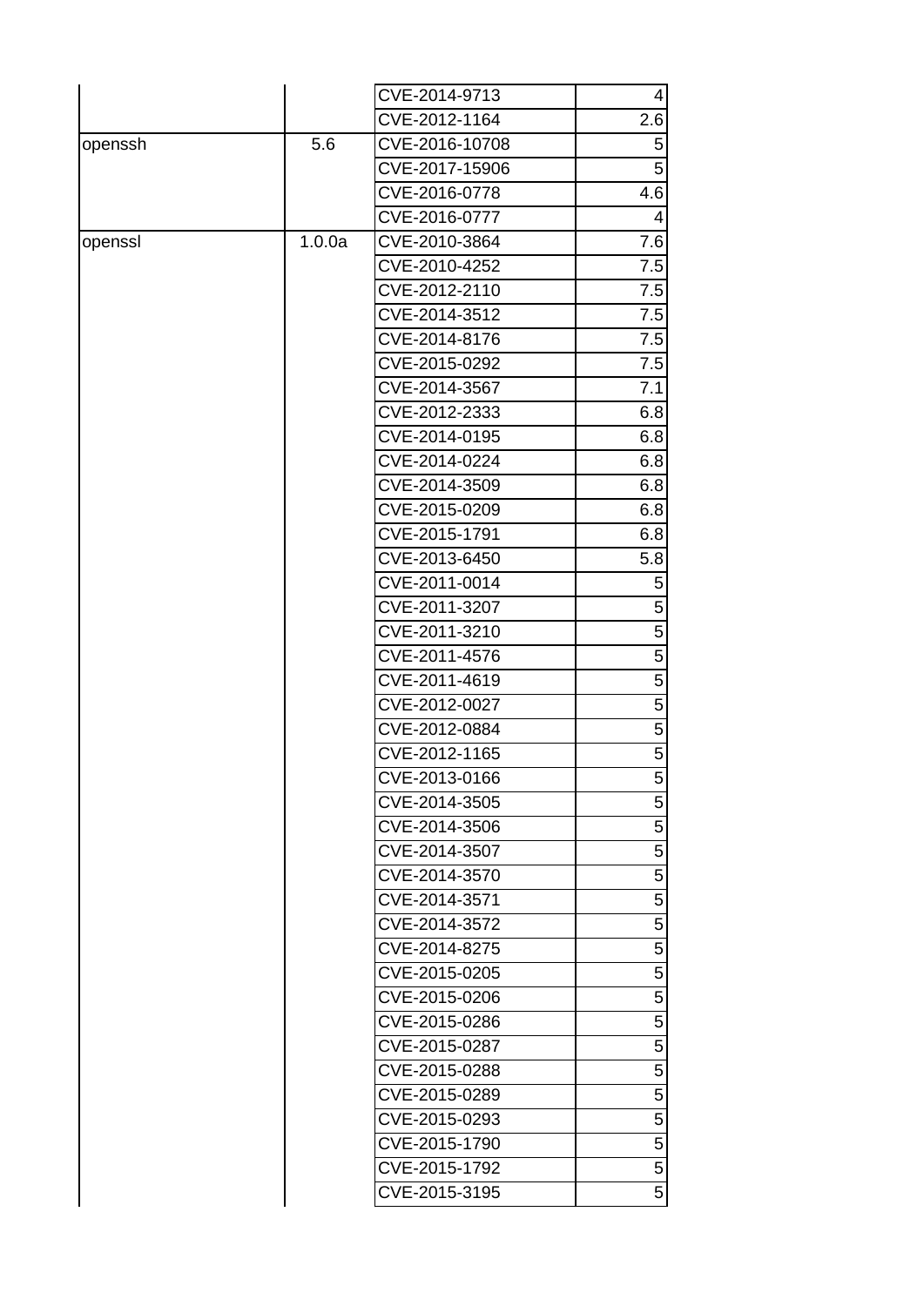| | | | |
|---|---|---|---|
| | | CVE-2014-9713 | 4 |
| | | CVE-2012-1164 | 2.6 |
| openssh | 5.6 | CVE-2016-10708 | 5 |
| | | CVE-2017-15906 | 5 |
| | | CVE-2016-0778 | 4.6 |
| | | CVE-2016-0777 | 4 |
| openssl | 1.0.0a | CVE-2010-3864 | 7.6 |
| | | CVE-2010-4252 | 7.5 |
| | | CVE-2012-2110 | 7.5 |
| | | CVE-2014-3512 | 7.5 |
| | | CVE-2014-8176 | 7.5 |
| | | CVE-2015-0292 | 7.5 |
| | | CVE-2014-3567 | 7.1 |
| | | CVE-2012-2333 | 6.8 |
| | | CVE-2014-0195 | 6.8 |
| | | CVE-2014-0224 | 6.8 |
| | | CVE-2014-3509 | 6.8 |
| | | CVE-2015-0209 | 6.8 |
| | | CVE-2015-1791 | 6.8 |
| | | CVE-2013-6450 | 5.8 |
| | | CVE-2011-0014 | 5 |
| | | CVE-2011-3207 | 5 |
| | | CVE-2011-3210 | 5 |
| | | CVE-2011-4576 | 5 |
| | | CVE-2011-4619 | 5 |
| | | CVE-2012-0027 | 5 |
| | | CVE-2012-0884 | 5 |
| | | CVE-2012-1165 | 5 |
| | | CVE-2013-0166 | 5 |
| | | CVE-2014-3505 | 5 |
| | | CVE-2014-3506 | 5 |
| | | CVE-2014-3507 | 5 |
| | | CVE-2014-3570 | 5 |
| | | CVE-2014-3571 | 5 |
| | | CVE-2014-3572 | 5 |
| | | CVE-2014-8275 | 5 |
| | | CVE-2015-0205 | 5 |
| | | CVE-2015-0206 | 5 |
| | | CVE-2015-0286 | 5 |
| | | CVE-2015-0287 | 5 |
| | | CVE-2015-0288 | 5 |
| | | CVE-2015-0289 | 5 |
| | | CVE-2015-0293 | 5 |
| | | CVE-2015-1790 | 5 |
| | | CVE-2015-1792 | 5 |
| | | CVE-2015-3195 | 5 |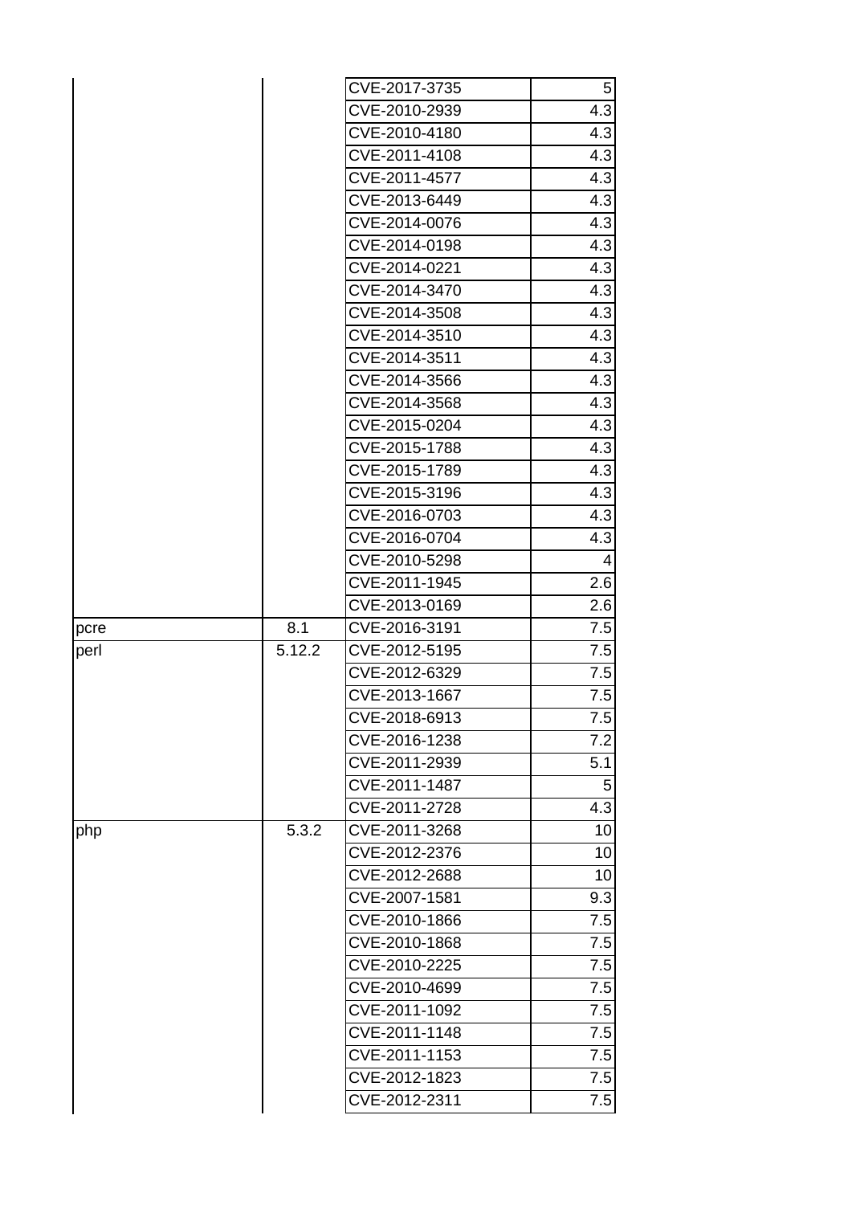| | | | |
|---|---|---|---|
| | | CVE-2017-3735 | 5 |
| | | CVE-2010-2939 | 4.3 |
| | | CVE-2010-4180 | 4.3 |
| | | CVE-2011-4108 | 4.3 |
| | | CVE-2011-4577 | 4.3 |
| | | CVE-2013-6449 | 4.3 |
| | | CVE-2014-0076 | 4.3 |
| | | CVE-2014-0198 | 4.3 |
| | | CVE-2014-0221 | 4.3 |
| | | CVE-2014-3470 | 4.3 |
| | | CVE-2014-3508 | 4.3 |
| | | CVE-2014-3510 | 4.3 |
| | | CVE-2014-3511 | 4.3 |
| | | CVE-2014-3566 | 4.3 |
| | | CVE-2014-3568 | 4.3 |
| | | CVE-2015-0204 | 4.3 |
| | | CVE-2015-1788 | 4.3 |
| | | CVE-2015-1789 | 4.3 |
| | | CVE-2015-3196 | 4.3 |
| | | CVE-2016-0703 | 4.3 |
| | | CVE-2016-0704 | 4.3 |
| | | CVE-2010-5298 | 4 |
| | | CVE-2011-1945 | 2.6 |
| | | CVE-2013-0169 | 2.6 |
| pcre | 8.1 | CVE-2016-3191 | 7.5 |
| perl | 5.12.2 | CVE-2012-5195 | 7.5 |
| | | CVE-2012-6329 | 7.5 |
| | | CVE-2013-1667 | 7.5 |
| | | CVE-2018-6913 | 7.5 |
| | | CVE-2016-1238 | 7.2 |
| | | CVE-2011-2939 | 5.1 |
| | | CVE-2011-1487 | 5 |
| | | CVE-2011-2728 | 4.3 |
| php | 5.3.2 | CVE-2011-3268 | 10 |
| | | CVE-2012-2376 | 10 |
| | | CVE-2012-2688 | 10 |
| | | CVE-2007-1581 | 9.3 |
| | | CVE-2010-1866 | 7.5 |
| | | CVE-2010-1868 | 7.5 |
| | | CVE-2010-2225 | 7.5 |
| | | CVE-2010-4699 | 7.5 |
| | | CVE-2011-1092 | 7.5 |
| | | CVE-2011-1148 | 7.5 |
| | | CVE-2011-1153 | 7.5 |
| | | CVE-2012-1823 | 7.5 |
| | | CVE-2012-2311 | 7.5 |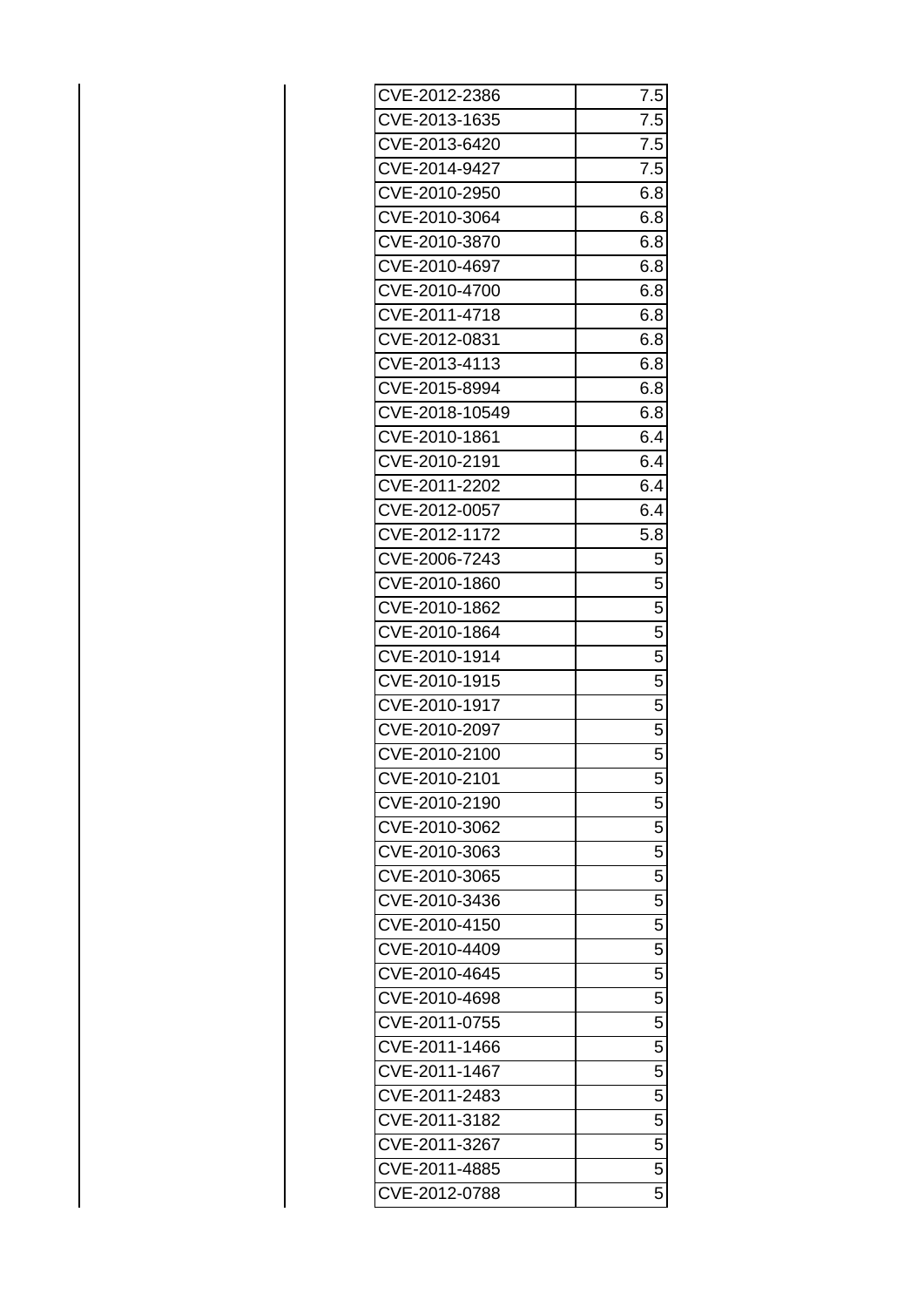| | | | |
|---|---|---|---|
| | | CVE-2012-2386 | 7.5 |
| | | CVE-2013-1635 | 7.5 |
| | | CVE-2013-6420 | 7.5 |
| | | CVE-2014-9427 | 7.5 |
| | | CVE-2010-2950 | 6.8 |
| | | CVE-2010-3064 | 6.8 |
| | | CVE-2010-3870 | 6.8 |
| | | CVE-2010-4697 | 6.8 |
| | | CVE-2010-4700 | 6.8 |
| | | CVE-2011-4718 | 6.8 |
| | | CVE-2012-0831 | 6.8 |
| | | CVE-2013-4113 | 6.8 |
| | | CVE-2015-8994 | 6.8 |
| | | CVE-2018-10549 | 6.8 |
| | | CVE-2010-1861 | 6.4 |
| | | CVE-2010-2191 | 6.4 |
| | | CVE-2011-2202 | 6.4 |
| | | CVE-2012-0057 | 6.4 |
| | | CVE-2012-1172 | 5.8 |
| | | CVE-2006-7243 | 5 |
| | | CVE-2010-1860 | 5 |
| | | CVE-2010-1862 | 5 |
| | | CVE-2010-1864 | 5 |
| | | CVE-2010-1914 | 5 |
| | | CVE-2010-1915 | 5 |
| | | CVE-2010-1917 | 5 |
| | | CVE-2010-2097 | 5 |
| | | CVE-2010-2100 | 5 |
| | | CVE-2010-2101 | 5 |
| | | CVE-2010-2190 | 5 |
| | | CVE-2010-3062 | 5 |
| | | CVE-2010-3063 | 5 |
| | | CVE-2010-3065 | 5 |
| | | CVE-2010-3436 | 5 |
| | | CVE-2010-4150 | 5 |
| | | CVE-2010-4409 | 5 |
| | | CVE-2010-4645 | 5 |
| | | CVE-2010-4698 | 5 |
| | | CVE-2011-0755 | 5 |
| | | CVE-2011-1466 | 5 |
| | | CVE-2011-1467 | 5 |
| | | CVE-2011-2483 | 5 |
| | | CVE-2011-3182 | 5 |
| | | CVE-2011-3267 | 5 |
| | | CVE-2011-4885 | 5 |
| | | CVE-2012-0788 | 5 |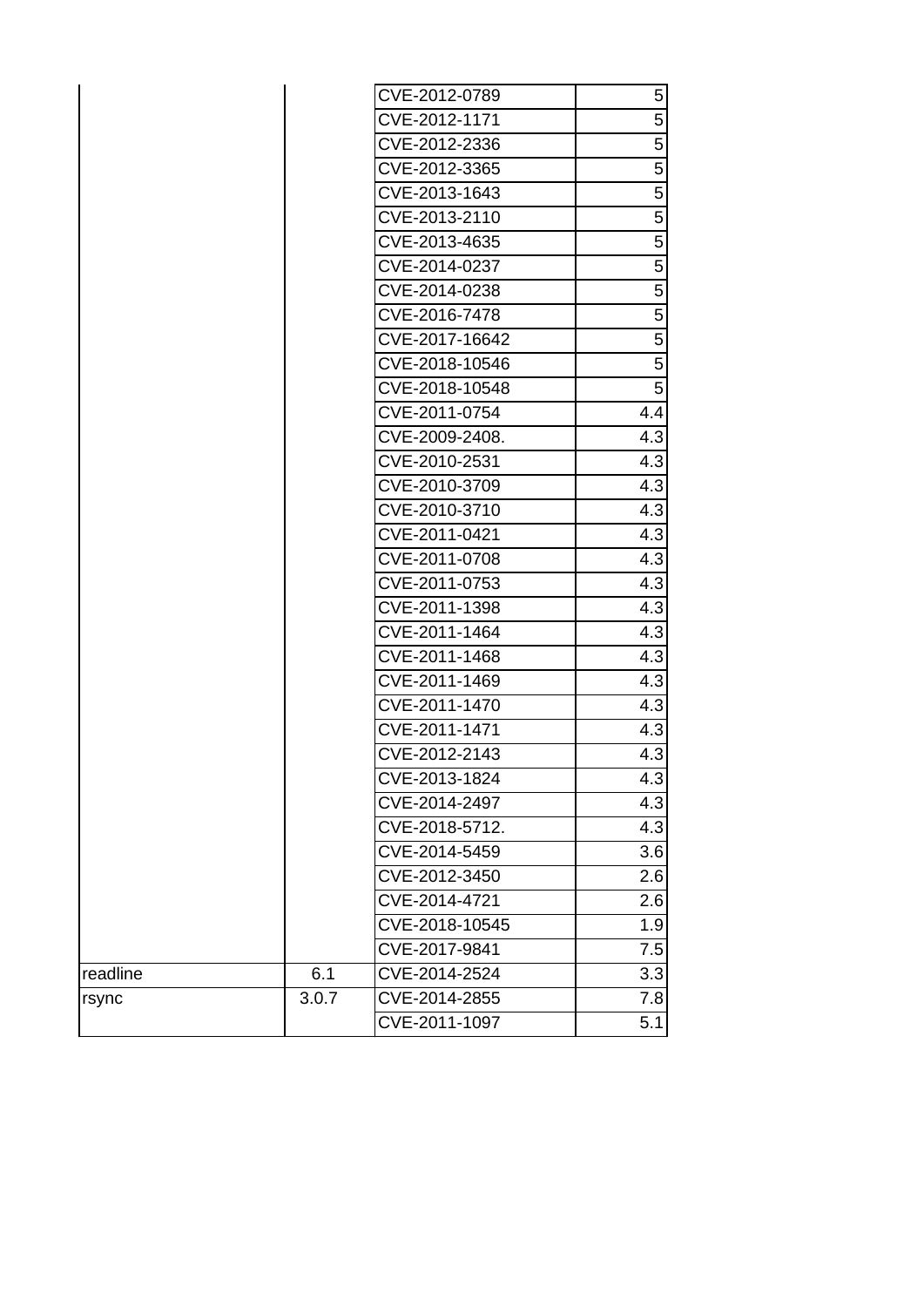| | | | |
|---|---|---|---|
| | | CVE-2012-0789 | 5 |
| | | CVE-2012-1171 | 5 |
| | | CVE-2012-2336 | 5 |
| | | CVE-2012-3365 | 5 |
| | | CVE-2013-1643 | 5 |
| | | CVE-2013-2110 | 5 |
| | | CVE-2013-4635 | 5 |
| | | CVE-2014-0237 | 5 |
| | | CVE-2014-0238 | 5 |
| | | CVE-2016-7478 | 5 |
| | | CVE-2017-16642 | 5 |
| | | CVE-2018-10546 | 5 |
| | | CVE-2018-10548 | 5 |
| | | CVE-2011-0754 | 4.4 |
| | | CVE-2009-2408. | 4.3 |
| | | CVE-2010-2531 | 4.3 |
| | | CVE-2010-3709 | 4.3 |
| | | CVE-2010-3710 | 4.3 |
| | | CVE-2011-0421 | 4.3 |
| | | CVE-2011-0708 | 4.3 |
| | | CVE-2011-0753 | 4.3 |
| | | CVE-2011-1398 | 4.3 |
| | | CVE-2011-1464 | 4.3 |
| | | CVE-2011-1468 | 4.3 |
| | | CVE-2011-1469 | 4.3 |
| | | CVE-2011-1470 | 4.3 |
| | | CVE-2011-1471 | 4.3 |
| | | CVE-2012-2143 | 4.3 |
| | | CVE-2013-1824 | 4.3 |
| | | CVE-2014-2497 | 4.3 |
| | | CVE-2018-5712. | 4.3 |
| | | CVE-2014-5459 | 3.6 |
| | | CVE-2012-3450 | 2.6 |
| | | CVE-2014-4721 | 2.6 |
| | | CVE-2018-10545 | 1.9 |
| | | CVE-2017-9841 | 7.5 |
| readline | 6.1 | CVE-2014-2524 | 3.3 |
| rsync | 3.0.7 | CVE-2014-2855 | 7.8 |
| | | CVE-2011-1097 | 5.1 |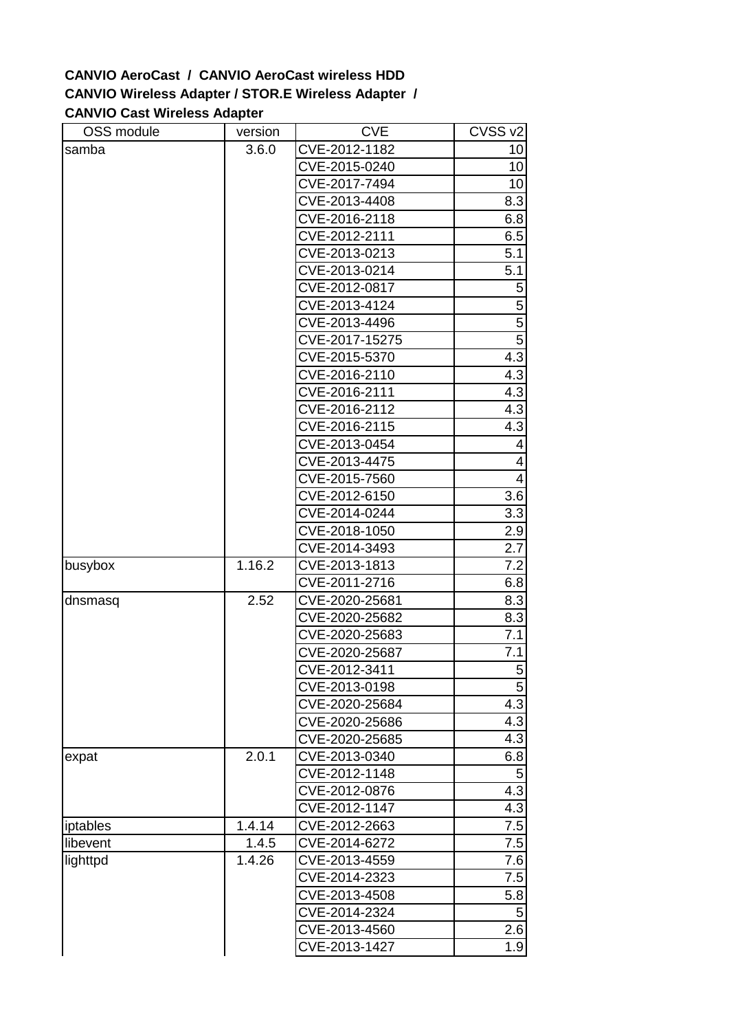**CANVIO AeroCast / CANVIO AeroCast wireless HDD**
**CANVIO Wireless Adapter / STOR.E Wireless Adapter /**
**CANVIO Cast Wireless Adapter**

| OSS module | version | CVE | CVSS v2 |
|---|---|---|---|
| samba | 3.6.0 | CVE-2012-1182 | 10 |
| | | CVE-2015-0240 | 10 |
| | | CVE-2017-7494 | 10 |
| | | CVE-2013-4408 | 8.3 |
| | | CVE-2016-2118 | 6.8 |
| | | CVE-2012-2111 | 6.5 |
| | | CVE-2013-0213 | 5.1 |
| | | CVE-2013-0214 | 5.1 |
| | | CVE-2012-0817 | 5 |
| | | CVE-2013-4124 | 5 |
| | | CVE-2013-4496 | 5 |
| | | CVE-2017-15275 | 5 |
| | | CVE-2015-5370 | 4.3 |
| | | CVE-2016-2110 | 4.3 |
| | | CVE-2016-2111 | 4.3 |
| | | CVE-2016-2112 | 4.3 |
| | | CVE-2016-2115 | 4.3 |
| | | CVE-2013-0454 | 4 |
| | | CVE-2013-4475 | 4 |
| | | CVE-2015-7560 | 4 |
| | | CVE-2012-6150 | 3.6 |
| | | CVE-2014-0244 | 3.3 |
| | | CVE-2018-1050 | 2.9 |
| | | CVE-2014-3493 | 2.7 |
| busybox | 1.16.2 | CVE-2013-1813 | 7.2 |
| | | CVE-2011-2716 | 6.8 |
| dnsmasq | 2.52 | CVE-2020-25681 | 8.3 |
| | | CVE-2020-25682 | 8.3 |
| | | CVE-2020-25683 | 7.1 |
| | | CVE-2020-25687 | 7.1 |
| | | CVE-2012-3411 | 5 |
| | | CVE-2013-0198 | 5 |
| | | CVE-2020-25684 | 4.3 |
| | | CVE-2020-25686 | 4.3 |
| | | CVE-2020-25685 | 4.3 |
| expat | 2.0.1 | CVE-2013-0340 | 6.8 |
| | | CVE-2012-1148 | 5 |
| | | CVE-2012-0876 | 4.3 |
| | | CVE-2012-1147 | 4.3 |
| iptables | 1.4.14 | CVE-2012-2663 | 7.5 |
| libevent | 1.4.5 | CVE-2014-6272 | 7.5 |
| lighttpd | 1.4.26 | CVE-2013-4559 | 7.6 |
| | | CVE-2014-2323 | 7.5 |
| | | CVE-2013-4508 | 5.8 |
| | | CVE-2014-2324 | 5 |
| | | CVE-2013-4560 | 2.6 |
| | | CVE-2013-1427 | 1.9 |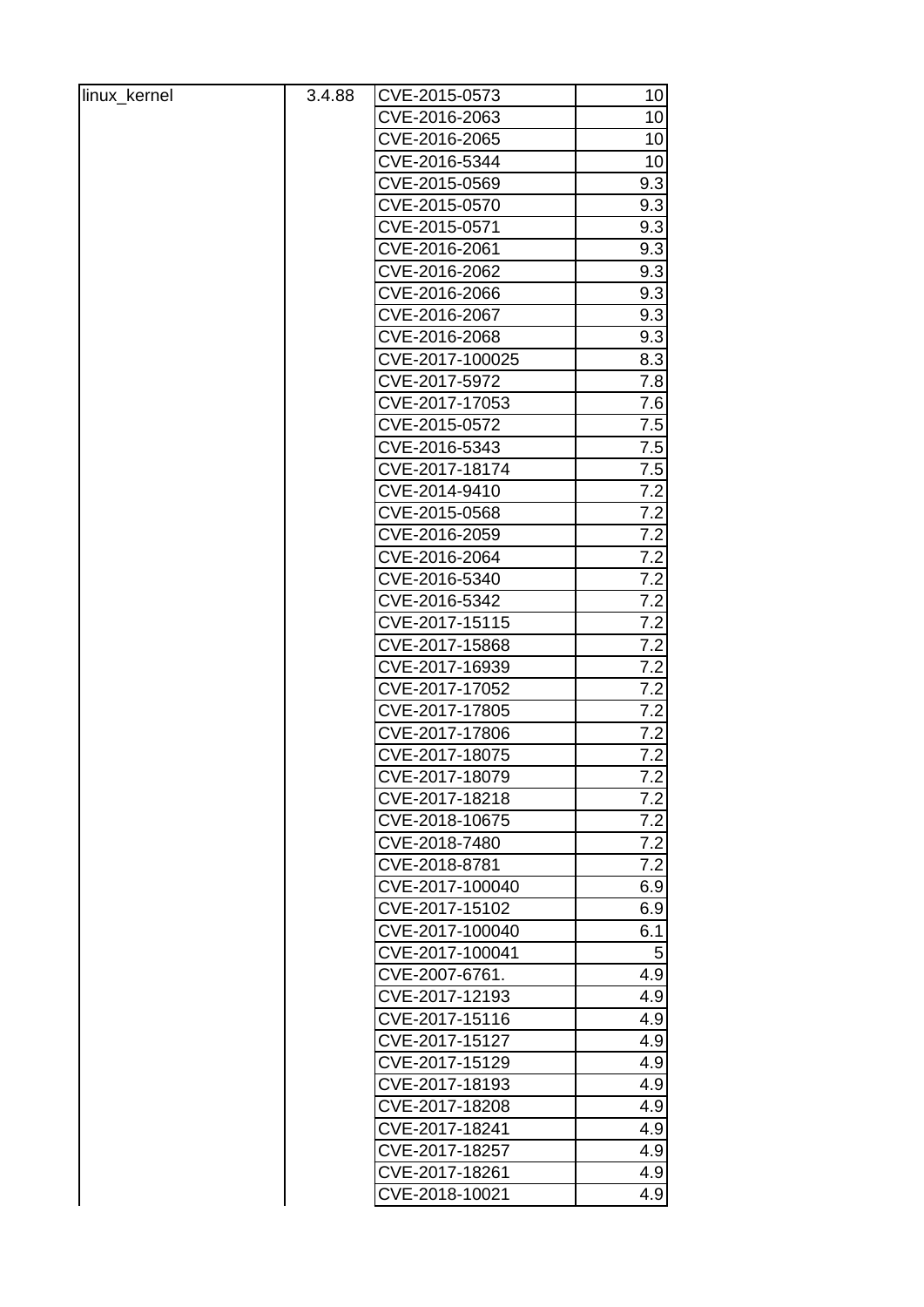| linux_kernel | 3.4.88 | CVE-2015-0573 | 10 |
|---|---|---|---|
| | | CVE-2016-2063 | 10 |
| | | CVE-2016-2065 | 10 |
| | | CVE-2016-5344 | 10 |
| | | CVE-2015-0569 | 9.3 |
| | | CVE-2015-0570 | 9.3 |
| | | CVE-2015-0571 | 9.3 |
| | | CVE-2016-2061 | 9.3 |
| | | CVE-2016-2062 | 9.3 |
| | | CVE-2016-2066 | 9.3 |
| | | CVE-2016-2067 | 9.3 |
| | | CVE-2016-2068 | 9.3 |
| | | CVE-2017-100025 | 8.3 |
| | | CVE-2017-5972 | 7.8 |
| | | CVE-2017-17053 | 7.6 |
| | | CVE-2015-0572 | 7.5 |
| | | CVE-2016-5343 | 7.5 |
| | | CVE-2017-18174 | 7.5 |
| | | CVE-2014-9410 | 7.2 |
| | | CVE-2015-0568 | 7.2 |
| | | CVE-2016-2059 | 7.2 |
| | | CVE-2016-2064 | 7.2 |
| | | CVE-2016-5340 | 7.2 |
| | | CVE-2016-5342 | 7.2 |
| | | CVE-2017-15115 | 7.2 |
| | | CVE-2017-15868 | 7.2 |
| | | CVE-2017-16939 | 7.2 |
| | | CVE-2017-17052 | 7.2 |
| | | CVE-2017-17805 | 7.2 |
| | | CVE-2017-17806 | 7.2 |
| | | CVE-2017-18075 | 7.2 |
| | | CVE-2017-18079 | 7.2 |
| | | CVE-2017-18218 | 7.2 |
| | | CVE-2018-10675 | 7.2 |
| | | CVE-2018-7480 | 7.2 |
| | | CVE-2018-8781 | 7.2 |
| | | CVE-2017-100040 | 6.9 |
| | | CVE-2017-15102 | 6.9 |
| | | CVE-2017-100040 | 6.1 |
| | | CVE-2017-100041 | 5 |
| | | CVE-2007-6761. | 4.9 |
| | | CVE-2017-12193 | 4.9 |
| | | CVE-2017-15116 | 4.9 |
| | | CVE-2017-15127 | 4.9 |
| | | CVE-2017-15129 | 4.9 |
| | | CVE-2017-18193 | 4.9 |
| | | CVE-2017-18208 | 4.9 |
| | | CVE-2017-18241 | 4.9 |
| | | CVE-2017-18257 | 4.9 |
| | | CVE-2017-18261 | 4.9 |
| | | CVE-2018-10021 | 4.9 |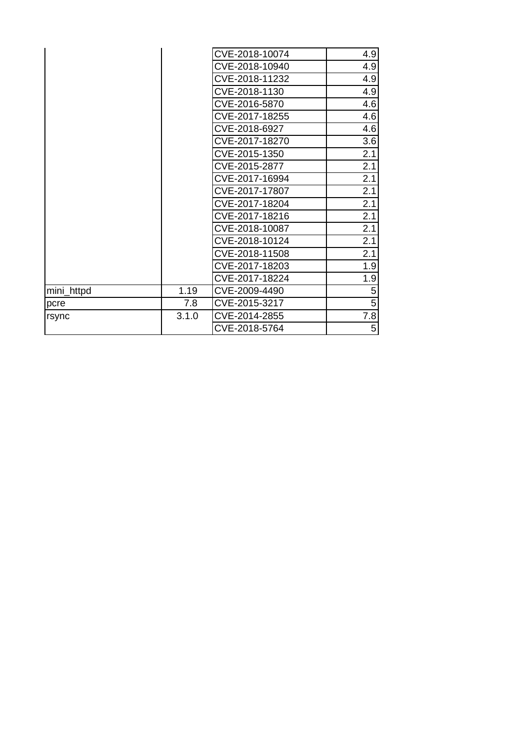| | | | |
|---|---|---|---|
| | | CVE-2018-10074 | 4.9 |
| | | CVE-2018-10940 | 4.9 |
| | | CVE-2018-11232 | 4.9 |
| | | CVE-2018-1130 | 4.9 |
| | | CVE-2016-5870 | 4.6 |
| | | CVE-2017-18255 | 4.6 |
| | | CVE-2018-6927 | 4.6 |
| | | CVE-2017-18270 | 3.6 |
| | | CVE-2015-1350 | 2.1 |
| | | CVE-2015-2877 | 2.1 |
| | | CVE-2017-16994 | 2.1 |
| | | CVE-2017-17807 | 2.1 |
| | | CVE-2017-18204 | 2.1 |
| | | CVE-2017-18216 | 2.1 |
| | | CVE-2018-10087 | 2.1 |
| | | CVE-2018-10124 | 2.1 |
| | | CVE-2018-11508 | 2.1 |
| | | CVE-2017-18203 | 1.9 |
| | | CVE-2017-18224 | 1.9 |
| mini_httpd | 1.19 | CVE-2009-4490 | 5 |
| pcre | 7.8 | CVE-2015-3217 | 5 |
| rsync | 3.1.0 | CVE-2014-2855 | 7.8 |
| | | CVE-2018-5764 | 5 |